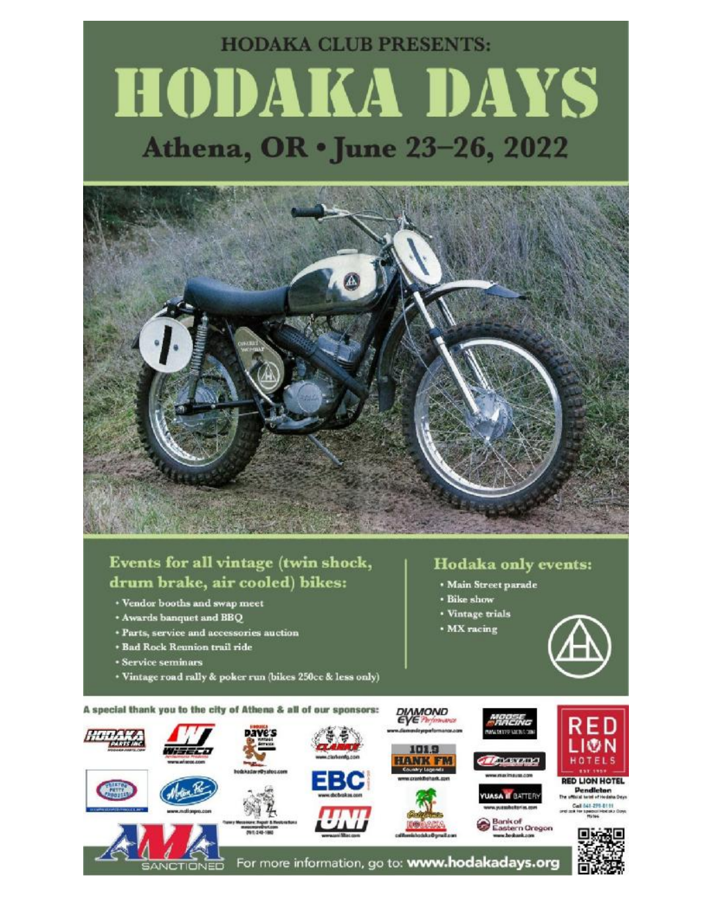HODAKA CLUB PRESENTS:

# HODAKA DAYS

## Athena, OR • June 23–26, 2022

### Events for all vintage (twin shock, drum brake, air cooled) bikes:

- Vendor booths and swap meet
- Awards banquet and BBQ
- Parts, service and accessories auction
- Bad Rock Reunion trail ride
- Service seminars
- Vintage road rally & poker run (bikes 250cc & less only)

### Hodaka only events:

- Main Street parade
- Bike show
- Vintage trials
- MX racing

**A special thank you to the city of Athena & all of our sponsors:**

Hodaka Parts Inc. • Wiseco • Dave's Vintage Service (hodakadave@yahoo.com) • Clarke (www.clarkemfg.com) • Diamond Eye Performance (www.diamondeyeperformance.com) • Moose Racing • Red Lion Hotels • 101.9 Hank FM Country Legends • Maxima • Preston Petty Products • Motion Pro (www.motionpro.com) • EBC (www.ebcbrakes.com) • Uni (www.unifilter.com) • California Hodaka (californiahodaka@gmail.com) • Yuasa Battery • Bank of Eastern Oregon (www.bankeo.com)

RED LION HOTEL
Pendleton
The official hotel of Hodaka Days
Call 541-276-6111 and ask for special Hodaka Days rates

AMA SANCTIONED

For more information, go to: **www.hodakadays.org**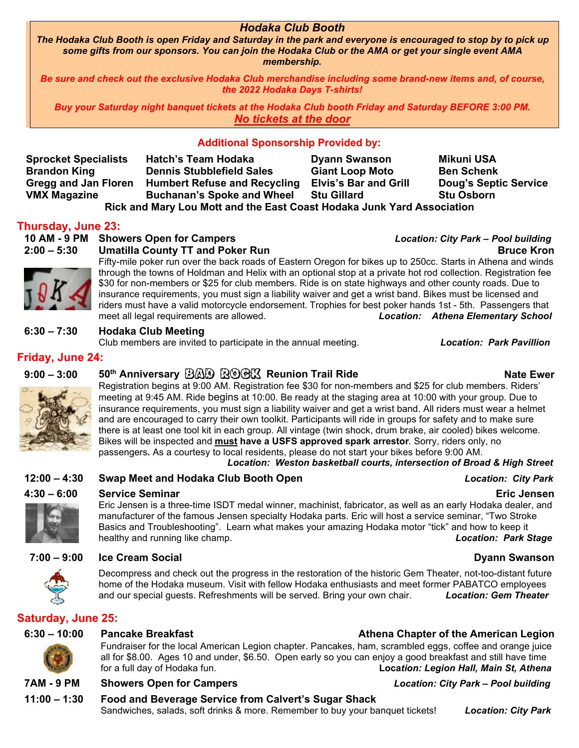### *Hodaka Club Booth*

***The Hodaka Club Booth is open Friday and Saturday in the park and everyone is encouraged to stop by to pick up some gifts from our sponsors. You can join the Hodaka Club or the AMA or get your single event AMA membership.***

***Be sure and check out the exclusive Hodaka Club merchandise including some brand-new items and, of course, the 2022 Hodaka Days T-shirts!***

***Buy your Saturday night banquet tickets at the Hodaka Club booth Friday and Saturday BEFORE 3:00 PM.***
***No tickets at the door***

**Additional Sponsorship Provided by:**

| | | | |
|---|---|---|---|
| **Sprocket Specialists** | **Hatch's Team Hodaka** | **Dyann Swanson** | **Mikuni USA** |
| **Brandon King** | **Dennis Stubblefield Sales** | **Giant Loop Moto** | **Ben Schenk** |
| **Gregg and Jan Floren** | **Humbert Refuse and Recycling** | **Elvis's Bar and Grill** | **Doug's Septic Service** |
| **VMX Magazine** | **Buchanan's Spoke and Wheel** | **Stu Gillard** | **Stu Osborn** |

**Rick and Mary Lou Mott and the East Coast Hodaka Junk Yard Association**

## Thursday, June 23:

**10 AM - 9 PM — Showers Open for Campers** *Location: City Park – Pool building*

**2:00 – 5:30 — Umatilla County TT and Poker Run** — **Bruce Kron**

Fifty-mile poker run over the back roads of Eastern Oregon for bikes up to 250cc. Starts in Athena and winds through the towns of Holdman and Helix with an optional stop at a private hot rod collection. Registration fee $30 for non-members or $25 for club members. Ride is on state highways and other county roads. Due to insurance requirements, you must sign a liability waiver and get a wrist band. Bikes must be licensed and riders must have a valid motorcycle endorsement. Trophies for best poker hands 1st - 5th. Passengers that meet all legal requirements are allowed. *Location: Athena Elementary School*

**6:30 – 7:30 — Hodaka Club Meeting**

Club members are invited to participate in the annual meeting. *Location: Park Pavillion*

## Friday, June 24:

**9:00 – 3:00 — 50th Anniversary BAD ROCK Reunion Trail Ride** — **Nate Ewer**

Registration begins at 9:00 AM. Registration fee $30 for non-members and $25 for club members. Riders' meeting at 9:45 AM. Ride begins at 10:00. Be ready at the staging area at 10:00 with your group. Due to insurance requirements, you must sign a liability waiver and get a wrist band. All riders must wear a helmet and are encouraged to carry their own toolkit. Participants will ride in groups for safety and to make sure there is at least one tool kit in each group. All vintage (twin shock, drum brake, air cooled) bikes welcome. Bikes will be inspected and **must have a USFS approved spark arrestor**. Sorry, riders only, no passengers. As a courtesy to local residents, please do not start your bikes before 9:00 AM.
*Location: Weston basketball courts, intersection of Broad & High Street*

**12:00 – 4:30 — Swap Meet and Hodaka Club Booth Open** *Location: City Park*

**4:30 – 6:00 — Service Seminar** — **Eric Jensen**

Eric Jensen is a three-time ISDT medal winner, machinist, fabricator, as well as an early Hodaka dealer, and manufacturer of the famous Jensen specialty Hodaka parts. Eric will host a service seminar, "Two Stroke Basics and Troubleshooting". Learn what makes your amazing Hodaka motor "tick" and how to keep it healthy and running like champ. *Location: Park Stage*

**7:00 – 9:00 — Ice Cream Social** — **Dyann Swanson**

Decompress and check out the progress in the restoration of the historic Gem Theater, not-too-distant future home of the Hodaka museum. Visit with fellow Hodaka enthusiasts and meet former PABATCO employees and our special guests. Refreshments will be served. Bring your own chair. *Location: Gem Theater*

## Saturday, June 25:

**6:30 – 10:00 — Pancake Breakfast** — **Athena Chapter of the American Legion**

Fundraiser for the local American Legion chapter. Pancakes, ham, scrambled eggs, coffee and orange juice all for $8.00. Ages 10 and under, $6.50. Open early so you can enjoy a good breakfast and still have time for a full day of Hodaka fun. *Location: Legion Hall, Main St, Athena*

**7AM - 9 PM — Showers Open for Campers** *Location: City Park – Pool building*

**11:00 – 1:30 — Food and Beverage Service from Calvert's Sugar Shack**

Sandwiches, salads, soft drinks & more. Remember to buy your banquet tickets! *Location: City Park*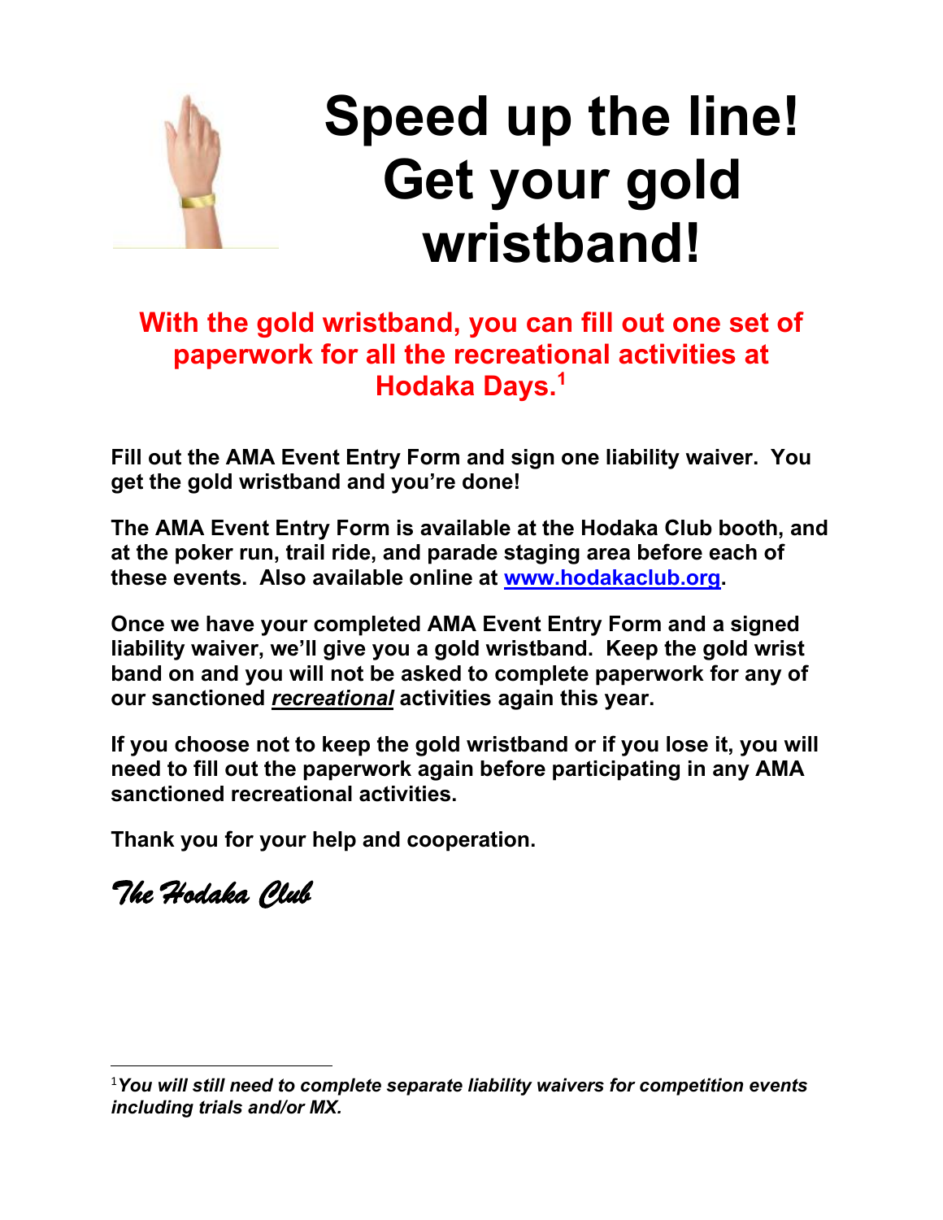# Speed up the line! Get your gold wristband!

**With the gold wristband, you can fill out one set of paperwork for all the recreational activities at Hodaka Days.[1]**

**Fill out the AMA Event Entry Form and sign one liability waiver. You get the gold wristband and you're done!**

**The AMA Event Entry Form is available at the Hodaka Club booth, and at the poker run, trail ride, and parade staging area before each of these events. Also available online at [www.hodakaclub.org](http://www.hodakaclub.org).**

**Once we have your completed AMA Event Entry Form and a signed liability waiver, we'll give you a gold wristband. Keep the gold wrist band on and you will not be asked to complete paperwork for any of our sanctioned *recreational* activities again this year.**

**If you choose not to keep the gold wristband or if you lose it, you will need to fill out the paperwork again before participating in any AMA sanctioned recreational activities.**

**Thank you for your help and cooperation.**

*The Hodaka Club*

---

[1] ***You will still need to complete separate liability waivers for competition events including trials and/or MX.***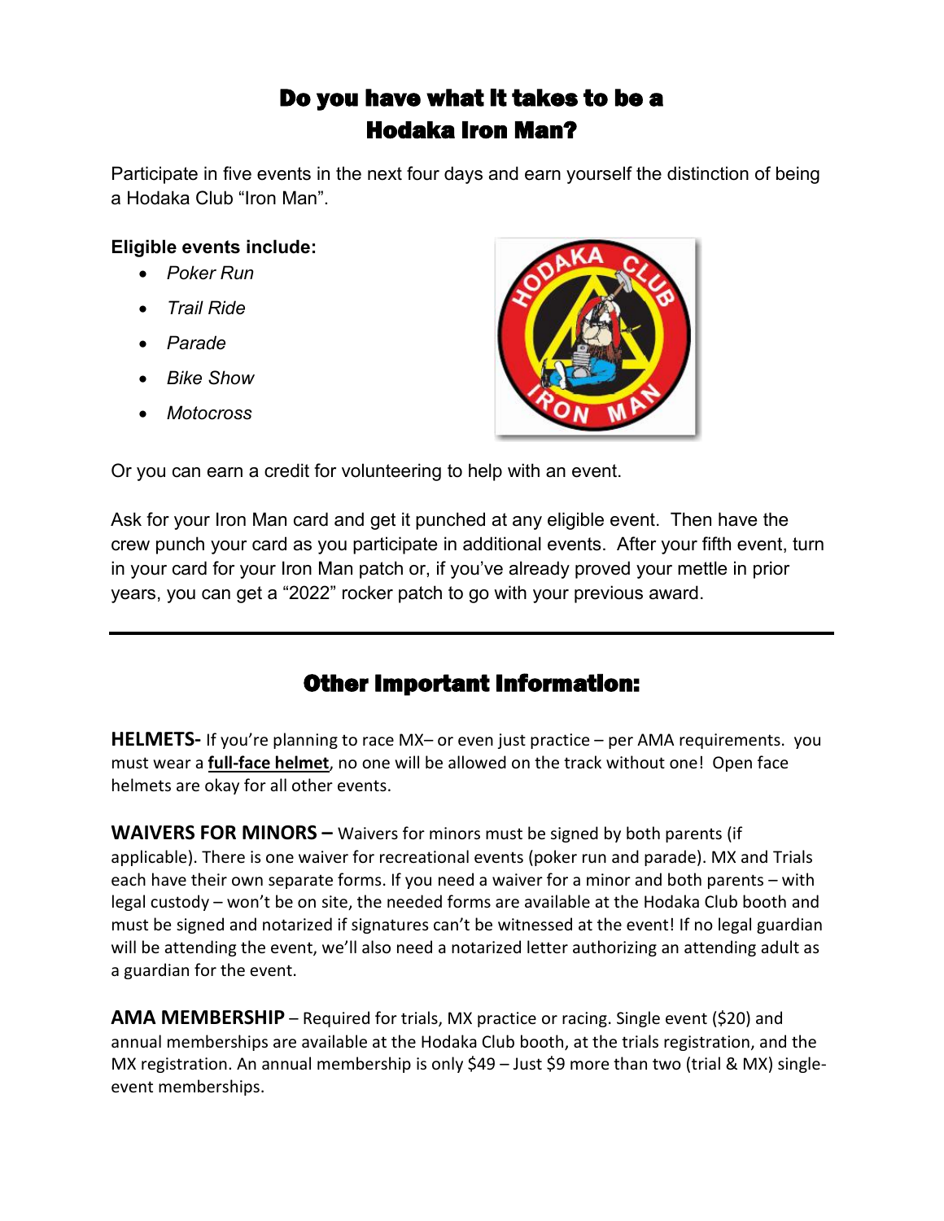# Do you have what it takes to be a Hodaka Iron Man?

Participate in five events in the next four days and earn yourself the distinction of being a Hodaka Club "Iron Man".

**Eligible events include:**

- *Poker Run*
- *Trail Ride*
- *Parade*
- *Bike Show*
- *Motocross*

Or you can earn a credit for volunteering to help with an event.

Ask for your Iron Man card and get it punched at any eligible event. Then have the crew punch your card as you participate in additional events. After your fifth event, turn in your card for your Iron Man patch or, if you've already proved your mettle in prior years, you can get a "2022" rocker patch to go with your previous award.

---

## Other Important Information:

**HELMETS-** If you're planning to race MX– or even just practice – per AMA requirements. you must wear a **full-face helmet**, no one will be allowed on the track without one! Open face helmets are okay for all other events.

**WAIVERS FOR MINORS –** Waivers for minors must be signed by both parents (if applicable). There is one waiver for recreational events (poker run and parade). MX and Trials each have their own separate forms. If you need a waiver for a minor and both parents – with legal custody – won't be on site, the needed forms are available at the Hodaka Club booth and must be signed and notarized if signatures can't be witnessed at the event! If no legal guardian will be attending the event, we'll also need a notarized letter authorizing an attending adult as a guardian for the event.

**AMA MEMBERSHIP** – Required for trials, MX practice or racing. Single event ($20) and annual memberships are available at the Hodaka Club booth, at the trials registration, and the MX registration. An annual membership is only $49 – Just $9 more than two (trial & MX) single-event memberships.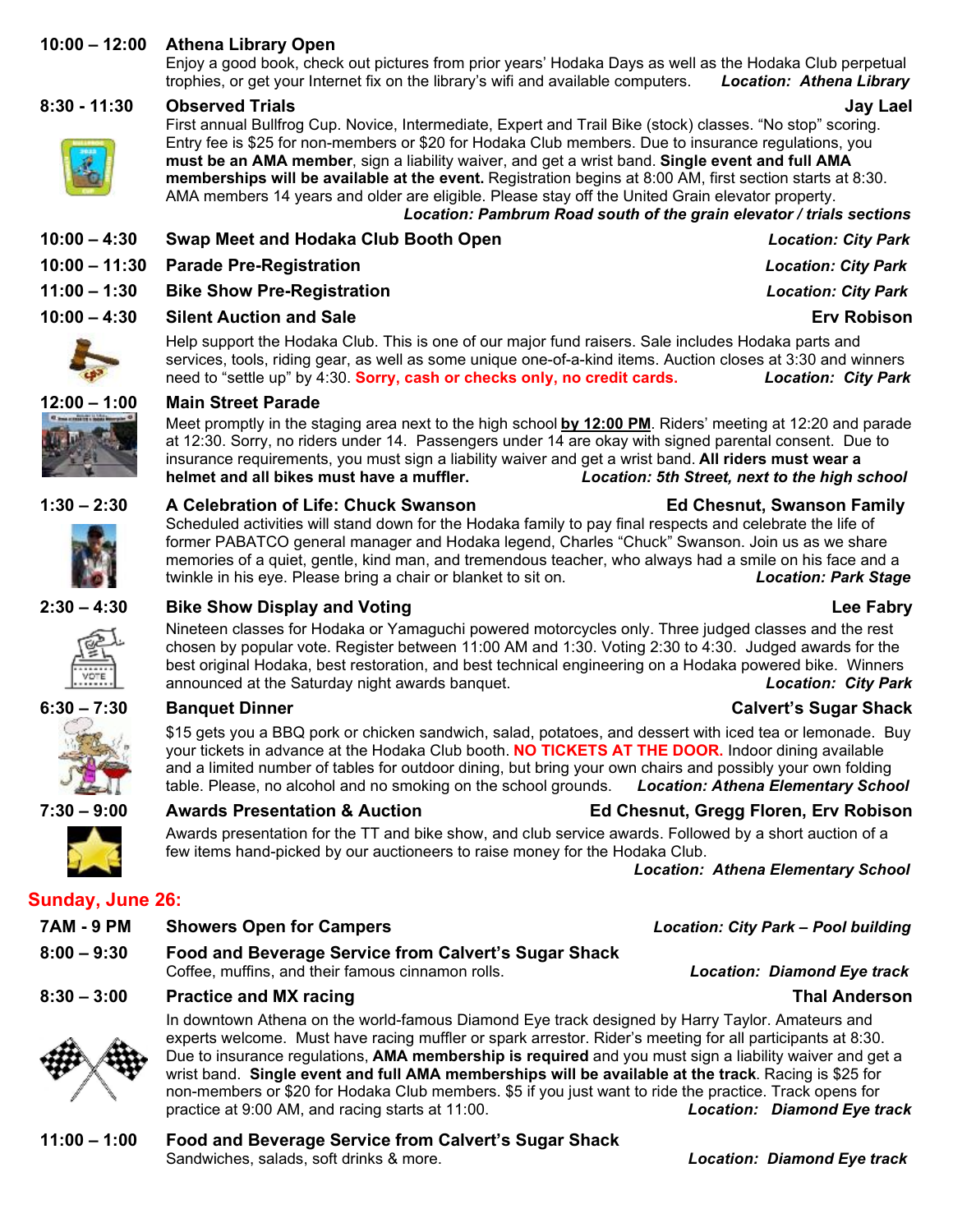**10:00 – 12:00** **Athena Library Open**
Enjoy a good book, check out pictures from prior years' Hodaka Days as well as the Hodaka Club perpetual trophies, or get your Internet fix on the library's wifi and available computers. ***Location: Athena Library***

**8:30 - 11:30** **Observed Trials** — **Jay Lael**
First annual Bullfrog Cup. Novice, Intermediate, Expert and Trail Bike (stock) classes. "No stop" scoring. Entry fee is $25 for non-members or $20 for Hodaka Club members. Due to insurance regulations, you **must be an AMA member**, sign a liability waiver, and get a wrist band. **Single event and full AMA memberships will be available at the event.** Registration begins at 8:00 AM, first section starts at 8:30. AMA members 14 years and older are eligible. Please stay off the United Grain elevator property.
***Location: Pambrum Road south of the grain elevator / trials sections***

**10:00 – 4:30** **Swap Meet and Hodaka Club Booth Open** — ***Location: City Park***

**10:00 – 11:30** **Parade Pre-Registration** — ***Location: City Park***

**11:00 – 1:30** **Bike Show Pre-Registration** — ***Location: City Park***

**10:00 – 4:30** **Silent Auction and Sale** — **Erv Robison**
Help support the Hodaka Club. This is one of our major fund raisers. Sale includes Hodaka parts and services, tools, riding gear, as well as some unique one-of-a-kind items. Auction closes at 3:30 and winners need to "settle up" by 4:30. **Sorry, cash or checks only, no credit cards.** ***Location: City Park***

**12:00 – 1:00** **Main Street Parade**
Meet promptly in the staging area next to the high school **by 12:00 PM**. Riders' meeting at 12:20 and parade at 12:30. Sorry, no riders under 14. Passengers under 14 are okay with signed parental consent. Due to insurance requirements, you must sign a liability waiver and get a wrist band. **All riders must wear a helmet and all bikes must have a muffler.** ***Location: 5th Street, next to the high school***

**1:30 – 2:30** **A Celebration of Life: Chuck Swanson** — **Ed Chesnut, Swanson Family**
Scheduled activities will stand down for the Hodaka family to pay final respects and celebrate the life of former PABATCO general manager and Hodaka legend, Charles "Chuck" Swanson. Join us as we share memories of a quiet, gentle, kind man, and tremendous teacher, who always had a smile on his face and a twinkle in his eye. Please bring a chair or blanket to sit on. ***Location: Park Stage***

**2:30 – 4:30** **Bike Show Display and Voting** — **Lee Fabry**
Nineteen classes for Hodaka or Yamaguchi powered motorcycles only. Three judged classes and the rest chosen by popular vote. Register between 11:00 AM and 1:30. Voting 2:30 to 4:30. Judged awards for the best original Hodaka, best restoration, and best technical engineering on a Hodaka powered bike. Winners announced at the Saturday night awards banquet. ***Location: City Park***

**6:30 – 7:30** **Banquet Dinner** — **Calvert's Sugar Shack**
$15 gets you a BBQ pork or chicken sandwich, salad, potatoes, and dessert with iced tea or lemonade. Buy your tickets in advance at the Hodaka Club booth. **NO TICKETS AT THE DOOR.** Indoor dining available and a limited number of tables for outdoor dining, but bring your own chairs and possibly your own folding table. Please, no alcohol and no smoking on the school grounds. ***Location: Athena Elementary School***

**7:30 – 9:00** **Awards Presentation & Auction** — **Ed Chesnut, Gregg Floren, Erv Robison**
Awards presentation for the TT and bike show, and club service awards. Followed by a short auction of a few items hand-picked by our auctioneers to raise money for the Hodaka Club.
***Location: Athena Elementary School***

## Sunday, June 26:

**7AM - 9 PM** **Showers Open for Campers** — ***Location: City Park – Pool building***

**8:00 – 9:30** **Food and Beverage Service from Calvert's Sugar Shack**
Coffee, muffins, and their famous cinnamon rolls. ***Location: Diamond Eye track***

**8:30 – 3:00** **Practice and MX racing** — **Thal Anderson**
In downtown Athena on the world-famous Diamond Eye track designed by Harry Taylor. Amateurs and experts welcome. Must have racing muffler or spark arrestor. Rider's meeting for all participants at 8:30. Due to insurance regulations, **AMA membership is required** and you must sign a liability waiver and get a wrist band. **Single event and full AMA memberships will be available at the track**. Racing is $25 for non-members or $20 for Hodaka Club members. $5 if you just want to ride the practice. Track opens for practice at 9:00 AM, and racing starts at 11:00. ***Location: Diamond Eye track***

**11:00 – 1:00** **Food and Beverage Service from Calvert's Sugar Shack**
Sandwiches, salads, soft drinks & more. ***Location: Diamond Eye track***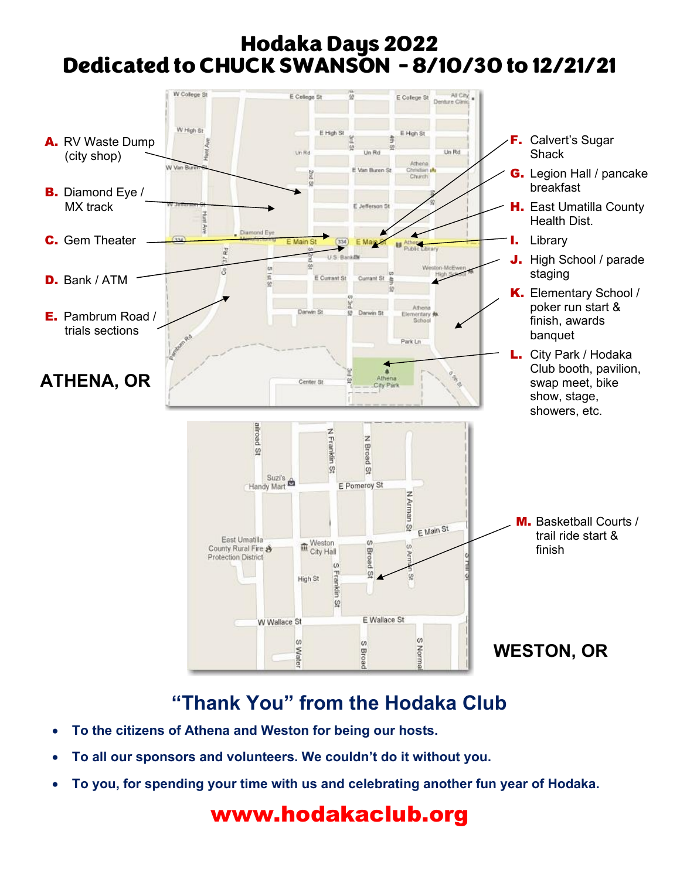# Hodaka Days 2022
# Dedicated to CHUCK SWANSON - 8/10/30 to 12/21/21

**ATHENA, OR**

**A.** RV Waste Dump (city shop)

**B.** Diamond Eye / MX track

**C.** Gem Theater

**D.** Bank / ATM

**E.** Pambrum Road / trials sections

**F.** Calvert's Sugar Shack

**G.** Legion Hall / pancake breakfast

**H.** East Umatilla County Health Dist.

**I.** Library

**J.** High School / parade staging

**K.** Elementary School / poker run start & finish, awards banquet

**L.** City Park / Hodaka Club booth, pavilion, swap meet, bike show, stage, showers, etc.

**WESTON, OR**

**M.** Basketball Courts / trail ride start & finish

## "Thank You" from the Hodaka Club

- **To the citizens of Athena and Weston for being our hosts.**
- **To all our sponsors and volunteers. We couldn't do it without you.**
- **To you, for spending your time with us and celebrating another fun year of Hodaka.**

**www.hodakaclub.org**